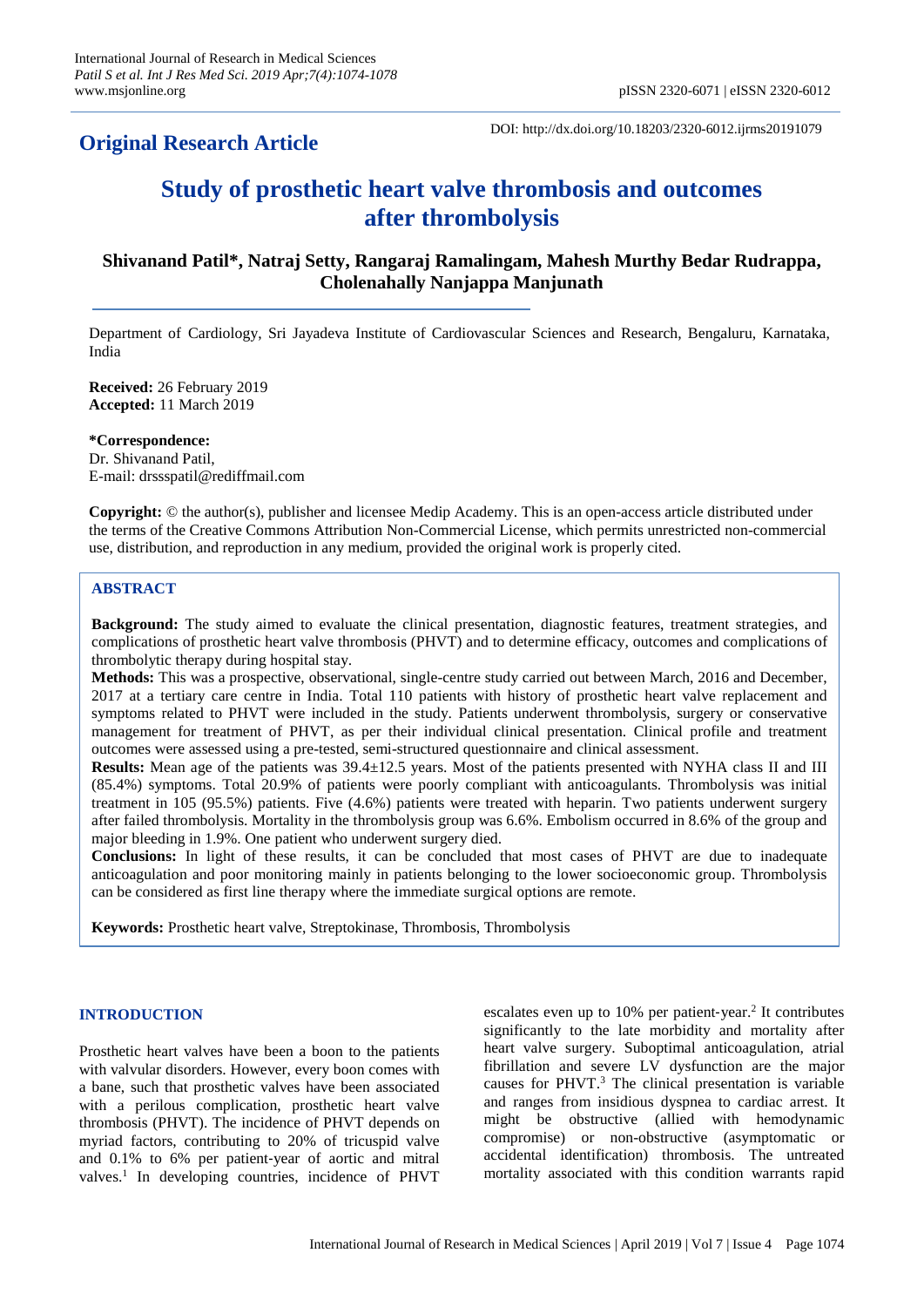**Original Research Article**

DOI: http://dx.doi.org/10.18203/2320-6012.ijrms20191079

# Study of prosthetic heart valve thrombosis and outcomes after thrombolysis

**Shivanand Patil*, Natraj Setty, Rangaraj Ramalingam, Mahesh Murthy Bedar Rudrappa, Cholenahally Nanjappa Manjunath**

Department of Cardiology, Sri Jayadeva Institute of Cardiovascular Sciences and Research, Bengaluru, Karnataka, India

**Received:** 26 February 2019
**Accepted:** 11 March 2019

**\*Correspondence:**
Dr. Shivanand Patil,
E-mail: drssspatil@rediffmail.com

**Copyright:** © the author(s), publisher and licensee Medip Academy. This is an open-access article distributed under the terms of the Creative Commons Attribution Non-Commercial License, which permits unrestricted non-commercial use, distribution, and reproduction in any medium, provided the original work is properly cited.

## ABSTRACT

**Background:** The study aimed to evaluate the clinical presentation, diagnostic features, treatment strategies, and complications of prosthetic heart valve thrombosis (PHVT) and to determine efficacy, outcomes and complications of thrombolytic therapy during hospital stay.

**Methods:** This was a prospective, observational, single-centre study carried out between March, 2016 and December, 2017 at a tertiary care centre in India. Total 110 patients with history of prosthetic heart valve replacement and symptoms related to PHVT were included in the study. Patients underwent thrombolysis, surgery or conservative management for treatment of PHVT, as per their individual clinical presentation. Clinical profile and treatment outcomes were assessed using a pre-tested, semi-structured questionnaire and clinical assessment.

**Results:** Mean age of the patients was 39.4±12.5 years. Most of the patients presented with NYHA class II and III (85.4%) symptoms. Total 20.9% of patients were poorly compliant with anticoagulants. Thrombolysis was initial treatment in 105 (95.5%) patients. Five (4.6%) patients were treated with heparin. Two patients underwent surgery after failed thrombolysis. Mortality in the thrombolysis group was 6.6%. Embolism occurred in 8.6% of the group and major bleeding in 1.9%. One patient who underwent surgery died.

**Conclusions:** In light of these results, it can be concluded that most cases of PHVT are due to inadequate anticoagulation and poor monitoring mainly in patients belonging to the lower socioeconomic group. Thrombolysis can be considered as first line therapy where the immediate surgical options are remote.

**Keywords:** Prosthetic heart valve, Streptokinase, Thrombosis, Thrombolysis

## INTRODUCTION

Prosthetic heart valves have been a boon to the patients with valvular disorders. However, every boon comes with a bane, such that prosthetic valves have been associated with a perilous complication, prosthetic heart valve thrombosis (PHVT). The incidence of PHVT depends on myriad factors, contributing to 20% of tricuspid valve and 0.1% to 6% per patient-year of aortic and mitral valves.[1] In developing countries, incidence of PHVT escalates even up to 10% per patient-year.[2] It contributes significantly to the late morbidity and mortality after heart valve surgery. Suboptimal anticoagulation, atrial fibrillation and severe LV dysfunction are the major causes for PHVT.[3] The clinical presentation is variable and ranges from insidious dyspnea to cardiac arrest. It might be obstructive (allied with hemodynamic compromise) or non-obstructive (asymptomatic or accidental identification) thrombosis. The untreated mortality associated with this condition warrants rapid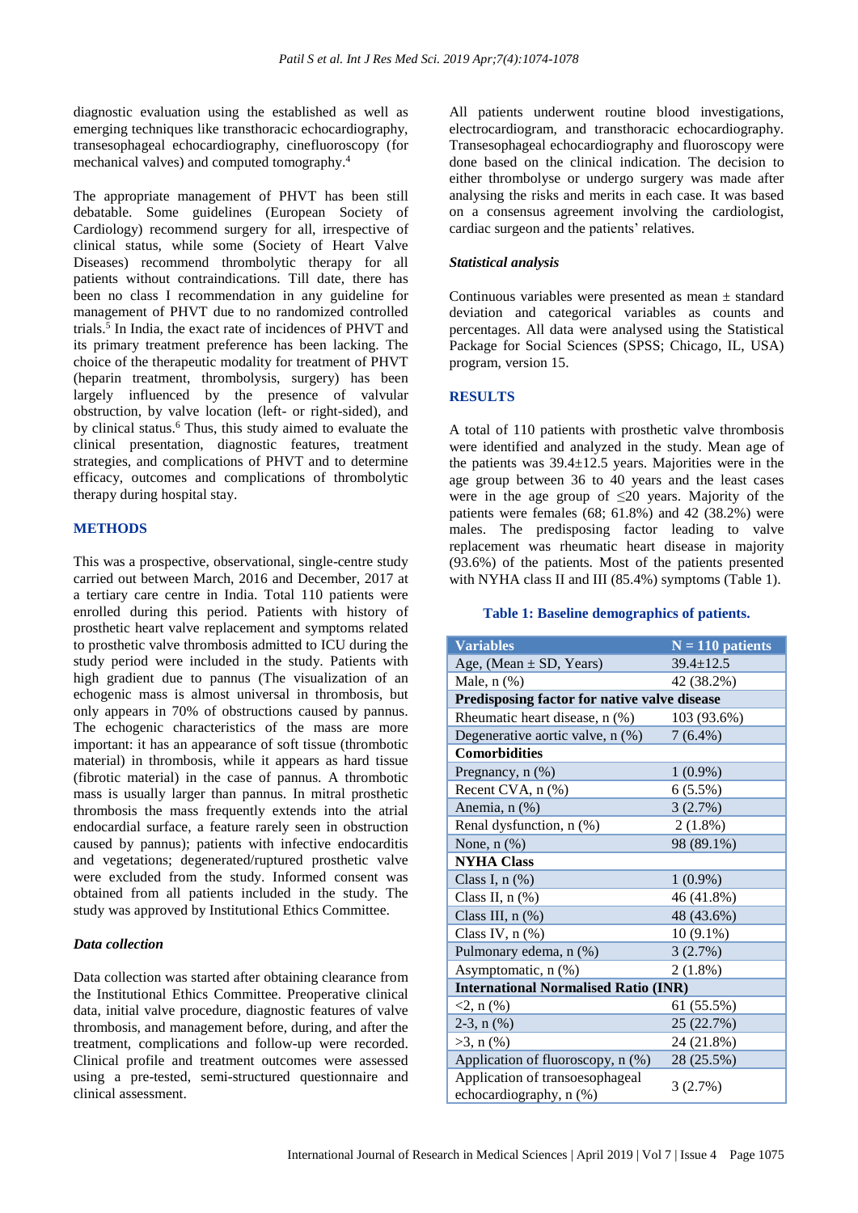diagnostic evaluation using the established as well as emerging techniques like transthoracic echocardiography, transesophageal echocardiography, cinefluoroscopy (for mechanical valves) and computed tomography.[4]

The appropriate management of PHVT has been still debatable. Some guidelines (European Society of Cardiology) recommend surgery for all, irrespective of clinical status, while some (Society of Heart Valve Diseases) recommend thrombolytic therapy for all patients without contraindications. Till date, there has been no class I recommendation in any guideline for management of PHVT due to no randomized controlled trials.[5] In India, the exact rate of incidences of PHVT and its primary treatment preference has been lacking. The choice of the therapeutic modality for treatment of PHVT (heparin treatment, thrombolysis, surgery) has been largely influenced by the presence of valvular obstruction, by valve location (left- or right-sided), and by clinical status.[6] Thus, this study aimed to evaluate the clinical presentation, diagnostic features, treatment strategies, and complications of PHVT and to determine efficacy, outcomes and complications of thrombolytic therapy during hospital stay.

## METHODS

This was a prospective, observational, single-centre study carried out between March, 2016 and December, 2017 at a tertiary care centre in India. Total 110 patients were enrolled during this period. Patients with history of prosthetic heart valve replacement and symptoms related to prosthetic valve thrombosis admitted to ICU during the study period were included in the study. Patients with high gradient due to pannus (The visualization of an echogenic mass is almost universal in thrombosis, but only appears in 70% of obstructions caused by pannus. The echogenic characteristics of the mass are more important: it has an appearance of soft tissue (thrombotic material) in thrombosis, while it appears as hard tissue (fibrotic material) in the case of pannus. A thrombotic mass is usually larger than pannus. In mitral prosthetic thrombosis the mass frequently extends into the atrial endocardial surface, a feature rarely seen in obstruction caused by pannus); patients with infective endocarditis and vegetations; degenerated/ruptured prosthetic valve were excluded from the study. Informed consent was obtained from all patients included in the study. The study was approved by Institutional Ethics Committee.

### *Data collection*

Data collection was started after obtaining clearance from the Institutional Ethics Committee. Preoperative clinical data, initial valve procedure, diagnostic features of valve thrombosis, and management before, during, and after the treatment, complications and follow-up were recorded. Clinical profile and treatment outcomes were assessed using a pre-tested, semi-structured questionnaire and clinical assessment.

All patients underwent routine blood investigations, electrocardiogram, and transthoracic echocardiography. Transesophageal echocardiography and fluoroscopy were done based on the clinical indication. The decision to either thrombolyse or undergo surgery was made after analysing the risks and merits in each case. It was based on a consensus agreement involving the cardiologist, cardiac surgeon and the patients' relatives.

### *Statistical analysis*

Continuous variables were presented as mean ± standard deviation and categorical variables as counts and percentages. All data were analysed using the Statistical Package for Social Sciences (SPSS; Chicago, IL, USA) program, version 15.

## RESULTS

A total of 110 patients with prosthetic valve thrombosis were identified and analyzed in the study. Mean age of the patients was 39.4±12.5 years. Majorities were in the age group between 36 to 40 years and the least cases were in the age group of ≤20 years. Majority of the patients were females (68; 61.8%) and 42 (38.2%) were males. The predisposing factor leading to valve replacement was rheumatic heart disease in majority (93.6%) of the patients. Most of the patients presented with NYHA class II and III (85.4%) symptoms (Table 1).

**Table 1: Baseline demographics of patients.**

| Variables | N = 110 patients |
|---|---|
| Age, (Mean ± SD, Years) | 39.4±12.5 |
| Male, n (%) | 42 (38.2%) |
| **Predisposing factor for native valve disease** | |
| Rheumatic heart disease, n (%) | 103 (93.6%) |
| Degenerative aortic valve, n (%) | 7 (6.4%) |
| **Comorbidities** | |
| Pregnancy, n (%) | 1 (0.9%) |
| Recent CVA, n (%) | 6 (5.5%) |
| Anemia, n (%) | 3 (2.7%) |
| Renal dysfunction, n (%) | 2 (1.8%) |
| None, n (%) | 98 (89.1%) |
| **NYHA Class** | |
| Class I, n (%) | 1 (0.9%) |
| Class II, n (%) | 46 (41.8%) |
| Class III, n (%) | 48 (43.6%) |
| Class IV, n (%) | 10 (9.1%) |
| Pulmonary edema, n (%) | 3 (2.7%) |
| Asymptomatic, n (%) | 2 (1.8%) |
| **International Normalised Ratio (INR)** | |
| <2, n (%) | 61 (55.5%) |
| 2-3, n (%) | 25 (22.7%) |
| >3, n (%) | 24 (21.8%) |
| Application of fluoroscopy, n (%) | 28 (25.5%) |
| Application of transoesophageal echocardiography, n (%) | 3 (2.7%) |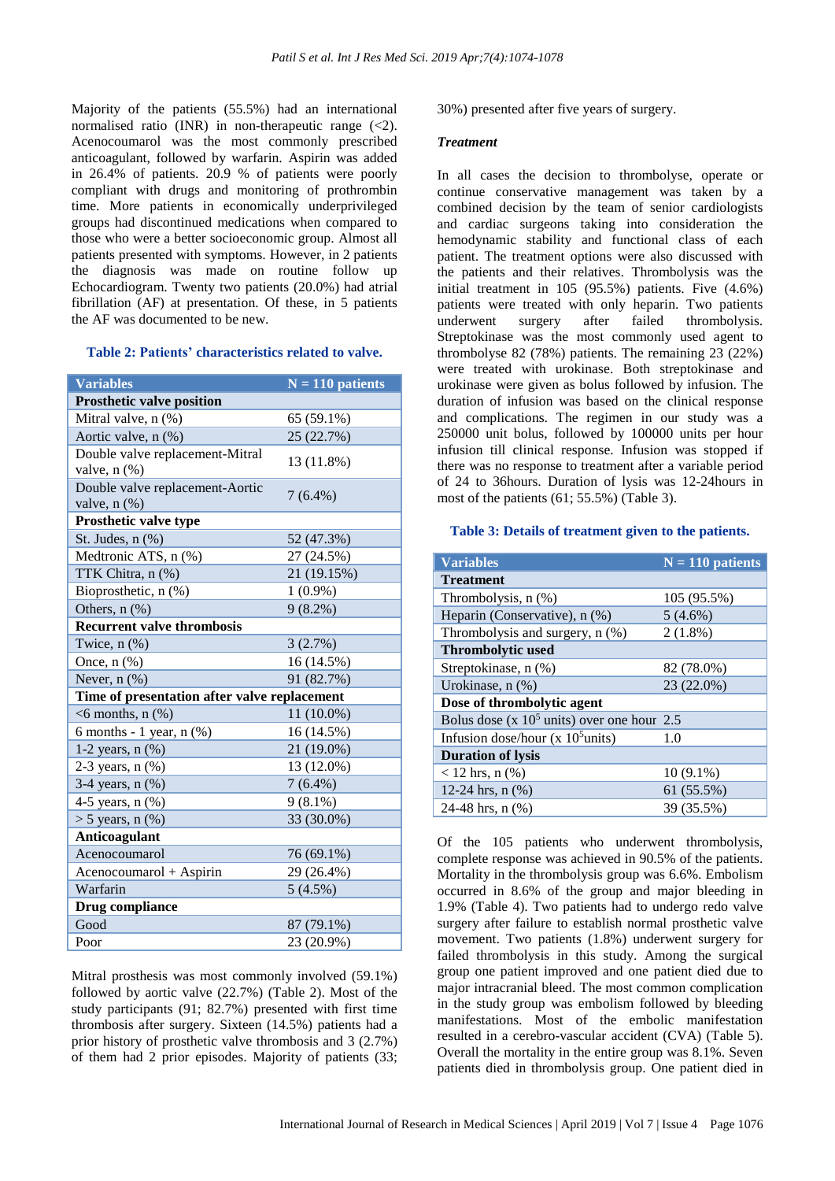Majority of the patients (55.5%) had an international normalised ratio (INR) in non-therapeutic range (<2). Acenocoumarol was the most commonly prescribed anticoagulant, followed by warfarin. Aspirin was added in 26.4% of patients. 20.9 % of patients were poorly compliant with drugs and monitoring of prothrombin time. More patients in economically underprivileged groups had discontinued medications when compared to those who were a better socioeconomic group. Almost all patients presented with symptoms. However, in 2 patients the diagnosis was made on routine follow up Echocardiogram. Twenty two patients (20.0%) had atrial fibrillation (AF) at presentation. Of these, in 5 patients the AF was documented to be new.

**Table 2: Patients' characteristics related to valve.**

| Variables | N = 110 patients |
|---|---|
| **Prosthetic valve position** | |
| Mitral valve, n (%) | 65 (59.1%) |
| Aortic valve, n (%) | 25 (22.7%) |
| Double valve replacement-Mitral valve, n (%) | 13 (11.8%) |
| Double valve replacement-Aortic valve, n (%) | 7 (6.4%) |
| **Prosthetic valve type** | |
| St. Judes, n (%) | 52 (47.3%) |
| Medtronic ATS, n (%) | 27 (24.5%) |
| TTK Chitra, n (%) | 21 (19.15%) |
| Bioprosthetic, n (%) | 1 (0.9%) |
| Others, n (%) | 9 (8.2%) |
| **Recurrent valve thrombosis** | |
| Twice, n (%) | 3 (2.7%) |
| Once, n (%) | 16 (14.5%) |
| Never, n (%) | 91 (82.7%) |
| **Time of presentation after valve replacement** | |
| <6 months, n (%) | 11 (10.0%) |
| 6 months - 1 year, n (%) | 16 (14.5%) |
| 1-2 years, n (%) | 21 (19.0%) |
| 2-3 years, n (%) | 13 (12.0%) |
| 3-4 years, n (%) | 7 (6.4%) |
| 4-5 years, n (%) | 9 (8.1%) |
| > 5 years, n (%) | 33 (30.0%) |
| **Anticoagulant** | |
| Acenocoumarol | 76 (69.1%) |
| Acenocoumarol + Aspirin | 29 (26.4%) |
| Warfarin | 5 (4.5%) |
| **Drug compliance** | |
| Good | 87 (79.1%) |
| Poor | 23 (20.9%) |

Mitral prosthesis was most commonly involved (59.1%) followed by aortic valve (22.7%) (Table 2). Most of the study participants (91; 82.7%) presented with first time thrombosis after surgery. Sixteen (14.5%) patients had a prior history of prosthetic valve thrombosis and 3 (2.7%) of them had 2 prior episodes. Majority of patients (33; 30%) presented after five years of surgery.

### *Treatment*

In all cases the decision to thrombolyse, operate or continue conservative management was taken by a combined decision by the team of senior cardiologists and cardiac surgeons taking into consideration the hemodynamic stability and functional class of each patient. The treatment options were also discussed with the patients and their relatives. Thrombolysis was the initial treatment in 105 (95.5%) patients. Five (4.6%) patients were treated with only heparin. Two patients underwent surgery after failed thrombolysis. Streptokinase was the most commonly used agent to thrombolyse 82 (78%) patients. The remaining 23 (22%) were treated with urokinase. Both streptokinase and urokinase were given as bolus followed by infusion. The duration of infusion was based on the clinical response and complications. The regimen in our study was a 250000 unit bolus, followed by 100000 units per hour infusion till clinical response. Infusion was stopped if there was no response to treatment after a variable period of 24 to 36hours. Duration of lysis was 12-24hours in most of the patients (61; 55.5%) (Table 3).

**Table 3: Details of treatment given to the patients.**

| Variables | N = 110 patients |
|---|---|
| **Treatment** | |
| Thrombolysis, n (%) | 105 (95.5%) |
| Heparin (Conservative), n (%) | 5 (4.6%) |
| Thrombolysis and surgery, n (%) | 2 (1.8%) |
| **Thrombolytic used** | |
| Streptokinase, n (%) | 82 (78.0%) |
| Urokinase, n (%) | 23 (22.0%) |
| **Dose of thrombolytic agent** | |
| Bolus dose (x $10^5$ units) over one hour | 2.5 |
| Infusion dose/hour (x $10^5$units) | 1.0 |
| **Duration of lysis** | |
| < 12 hrs, n (%) | 10 (9.1%) |
| 12-24 hrs, n (%) | 61 (55.5%) |
| 24-48 hrs, n (%) | 39 (35.5%) |

Of the 105 patients who underwent thrombolysis, complete response was achieved in 90.5% of the patients. Mortality in the thrombolysis group was 6.6%. Embolism occurred in 8.6% of the group and major bleeding in 1.9% (Table 4). Two patients had to undergo redo valve surgery after failure to establish normal prosthetic valve movement. Two patients (1.8%) underwent surgery for failed thrombolysis in this study. Among the surgical group one patient improved and one patient died due to major intracranial bleed. The most common complication in the study group was embolism followed by bleeding manifestations. Most of the embolic manifestation resulted in a cerebro-vascular accident (CVA) (Table 5). Overall the mortality in the entire group was 8.1%. Seven patients died in thrombolysis group. One patient died in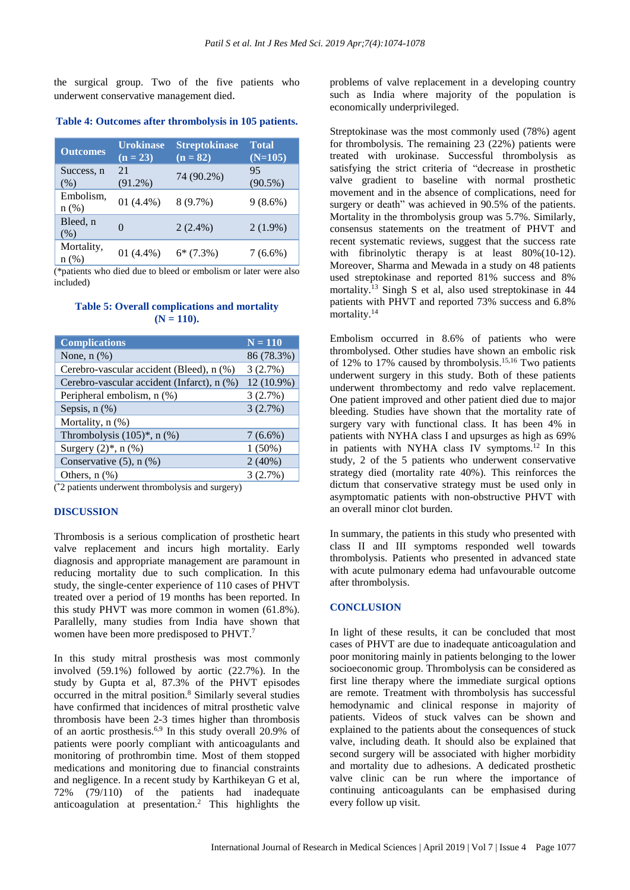the surgical group. Two of the five patients who underwent conservative management died.

**Table 4: Outcomes after thrombolysis in 105 patients.**

| Outcomes | Urokinase (n = 23) | Streptokinase (n = 82) | Total (N=105) |
|---|---|---|---|
| Success, n (%) | 21 (91.2%) | 74 (90.2%) | 95 (90.5%) |
| Embolism, n (%) | 01 (4.4%) | 8 (9.7%) | 9 (8.6%) |
| Bleed, n (%) | 0 | 2 (2.4%) | 2 (1.9%) |
| Mortality, n (%) | 01 (4.4%) | 6* (7.3%) | 7 (6.6%) |

(*patients who died due to bleed or embolism or later were also included)

**Table 5: Overall complications and mortality (N = 110).**

| Complications | N = 110 |
|---|---|
| None, n (%) | 86 (78.3%) |
| Cerebro-vascular accident (Bleed), n (%) | 3 (2.7%) |
| Cerebro-vascular accident (Infarct), n (%) | 12 (10.9%) |
| Peripheral embolism, n (%) | 3 (2.7%) |
| Sepsis, n (%) | 3 (2.7%) |
| Mortality, n (%) | |
| Thrombolysis (105)*, n (%) | 7 (6.6%) |
| Surgery (2)*, n (%) | 1 (50%) |
| Conservative (5), n (%) | 2 (40%) |
| Others, n (%) | 3 (2.7%) |

(*2 patients underwent thrombolysis and surgery)

## DISCUSSION

Thrombosis is a serious complication of prosthetic heart valve replacement and incurs high mortality. Early diagnosis and appropriate management are paramount in reducing mortality due to such complication. In this study, the single-center experience of 110 cases of PHVT treated over a period of 19 months has been reported. In this study PHVT was more common in women (61.8%). Parallelly, many studies from India have shown that women have been more predisposed to PHVT.[7]

In this study mitral prosthesis was most commonly involved (59.1%) followed by aortic (22.7%). In the study by Gupta et al, 87.3% of the PHVT episodes occurred in the mitral position.[8] Similarly several studies have confirmed that incidences of mitral prosthetic valve thrombosis have been 2-3 times higher than thrombosis of an aortic prosthesis.[6,9] In this study overall 20.9% of patients were poorly compliant with anticoagulants and monitoring of prothrombin time. Most of them stopped medications and monitoring due to financial constraints and negligence. In a recent study by Karthikeyan G et al, 72% (79/110) of the patients had inadequate anticoagulation at presentation.[2] This highlights the problems of valve replacement in a developing country such as India where majority of the population is economically underprivileged.

Streptokinase was the most commonly used (78%) agent for thrombolysis. The remaining 23 (22%) patients were treated with urokinase. Successful thrombolysis as satisfying the strict criteria of "decrease in prosthetic valve gradient to baseline with normal prosthetic movement and in the absence of complications, need for surgery or death" was achieved in 90.5% of the patients. Mortality in the thrombolysis group was 5.7%. Similarly, consensus statements on the treatment of PHVT and recent systematic reviews, suggest that the success rate with fibrinolytic therapy is at least 80%(10-12). Moreover, Sharma and Mewada in a study on 48 patients used streptokinase and reported 81% success and 8% mortality.[13] Singh S et al, also used streptokinase in 44 patients with PHVT and reported 73% success and 6.8% mortality.[14]

Embolism occurred in 8.6% of patients who were thrombolysed. Other studies have shown an embolic risk of 12% to 17% caused by thrombolysis.[15,16] Two patients underwent surgery in this study. Both of these patients underwent thrombectomy and redo valve replacement. One patient improved and other patient died due to major bleeding. Studies have shown that the mortality rate of surgery vary with functional class. It has been 4% in patients with NYHA class I and upsurges as high as 69% in patients with NYHA class IV symptoms.[12] In this study, 2 of the 5 patients who underwent conservative strategy died (mortality rate 40%). This reinforces the dictum that conservative strategy must be used only in asymptomatic patients with non-obstructive PHVT with an overall minor clot burden.

In summary, the patients in this study who presented with class II and III symptoms responded well towards thrombolysis. Patients who presented in advanced state with acute pulmonary edema had unfavourable outcome after thrombolysis.

## CONCLUSION

In light of these results, it can be concluded that most cases of PHVT are due to inadequate anticoagulation and poor monitoring mainly in patients belonging to the lower socioeconomic group. Thrombolysis can be considered as first line therapy where the immediate surgical options are remote. Treatment with thrombolysis has successful hemodynamic and clinical response in majority of patients. Videos of stuck valves can be shown and explained to the patients about the consequences of stuck valve, including death. It should also be explained that second surgery will be associated with higher morbidity and mortality due to adhesions. A dedicated prosthetic valve clinic can be run where the importance of continuing anticoagulants can be emphasised during every follow up visit.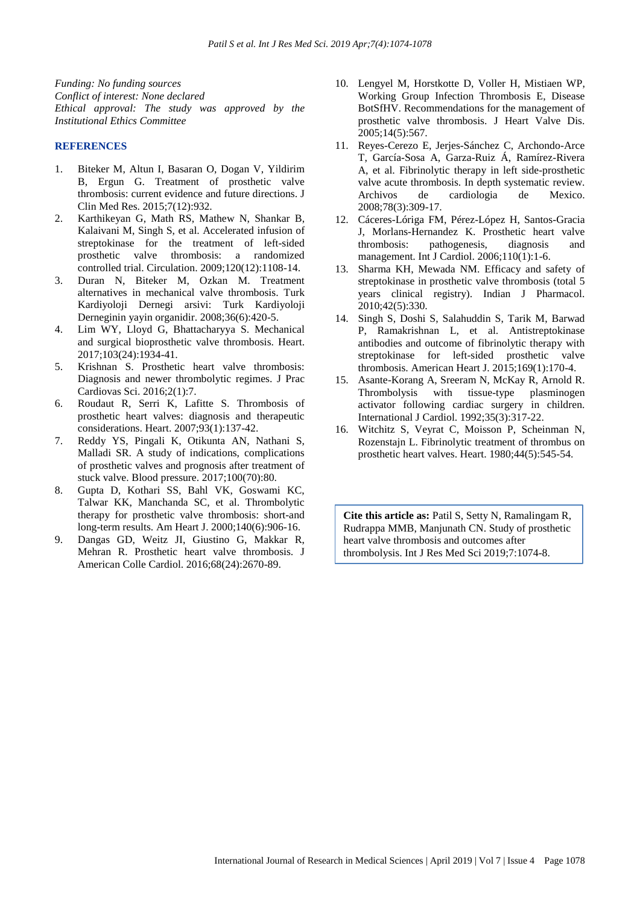*Funding: No funding sources*
*Conflict of interest: None declared*
*Ethical approval: The study was approved by the Institutional Ethics Committee*

## REFERENCES

1. Biteker M, Altun I, Basaran O, Dogan V, Yildirim B, Ergun G. Treatment of prosthetic valve thrombosis: current evidence and future directions. J Clin Med Res. 2015;7(12):932.
2. Karthikeyan G, Math RS, Mathew N, Shankar B, Kalaivani M, Singh S, et al. Accelerated infusion of streptokinase for the treatment of left-sided prosthetic valve thrombosis: a randomized controlled trial. Circulation. 2009;120(12):1108-14.
3. Duran N, Biteker M, Ozkan M. Treatment alternatives in mechanical valve thrombosis. Turk Kardiyoloji Dernegi arsivi: Turk Kardiyoloji Derneginin yayin organidir. 2008;36(6):420-5.
4. Lim WY, Lloyd G, Bhattacharyya S. Mechanical and surgical bioprosthetic valve thrombosis. Heart. 2017;103(24):1934-41.
5. Krishnan S. Prosthetic heart valve thrombosis: Diagnosis and newer thrombolytic regimes. J Prac Cardiovas Sci. 2016;2(1):7.
6. Roudaut R, Serri K, Lafitte S. Thrombosis of prosthetic heart valves: diagnosis and therapeutic considerations. Heart. 2007;93(1):137-42.
7. Reddy YS, Pingali K, Otikunta AN, Nathani S, Malladi SR. A study of indications, complications of prosthetic valves and prognosis after treatment of stuck valve. Blood pressure. 2017;100(70):80.
8. Gupta D, Kothari SS, Bahl VK, Goswami KC, Talwar KK, Manchanda SC, et al. Thrombolytic therapy for prosthetic valve thrombosis: short-and long-term results. Am Heart J. 2000;140(6):906-16.
9. Dangas GD, Weitz JI, Giustino G, Makkar R, Mehran R. Prosthetic heart valve thrombosis. J American Colle Cardiol. 2016;68(24):2670-89.
10. Lengyel M, Horstkotte D, Voller H, Mistiaen WP, Working Group Infection Thrombosis E, Disease BotSfHV. Recommendations for the management of prosthetic valve thrombosis. J Heart Valve Dis. 2005;14(5):567.
11. Reyes-Cerezo E, Jerjes-Sánchez C, Archondo-Arce T, García-Sosa A, Garza-Ruiz Á, Ramírez-Rivera A, et al. Fibrinolytic therapy in left side-prosthetic valve acute thrombosis. In depth systematic review. Archivos de cardiologia de Mexico. 2008;78(3):309-17.
12. Cáceres-Lóriga FM, Pérez-López H, Santos-Gracia J, Morlans-Hernandez K. Prosthetic heart valve thrombosis: pathogenesis, diagnosis and management. Int J Cardiol. 2006;110(1):1-6.
13. Sharma KH, Mewada NM. Efficacy and safety of streptokinase in prosthetic valve thrombosis (total 5 years clinical registry). Indian J Pharmacol. 2010;42(5):330.
14. Singh S, Doshi S, Salahuddin S, Tarik M, Barwad P, Ramakrishnan L, et al. Antistreptokinase antibodies and outcome of fibrinolytic therapy with streptokinase for left-sided prosthetic valve thrombosis. American Heart J. 2015;169(1):170-4.
15. Asante-Korang A, Sreeram N, McKay R, Arnold R. Thrombolysis with tissue-type plasminogen activator following cardiac surgery in children. International J Cardiol. 1992;35(3):317-22.
16. Witchitz S, Veyrat C, Moisson P, Scheinman N, Rozenstajn L. Fibrinolytic treatment of thrombus on prosthetic heart valves. Heart. 1980;44(5):545-54.

**Cite this article as:** Patil S, Setty N, Ramalingam R, Rudrappa MMB, Manjunath CN. Study of prosthetic heart valve thrombosis and outcomes after thrombolysis. Int J Res Med Sci 2019;7:1074-8.